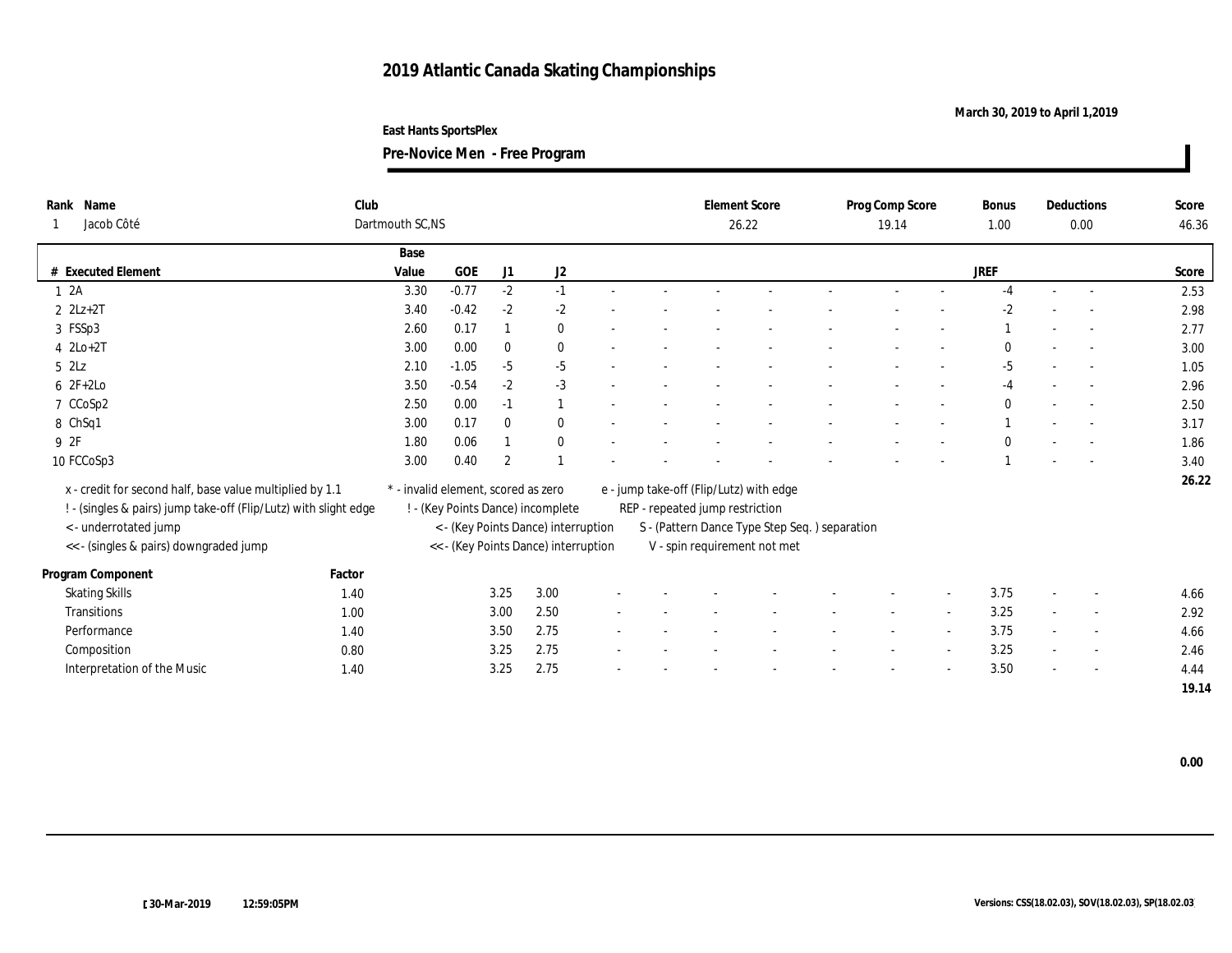# 2019 Atlantic Canada Skating Championships

March 30, 2019 to April 1,2019

East Hants SportsPlex

**Pre-Novice Men - Free Program**

| Rank | Name | Club | Element Score | Prog Comp Score | Bonus | Deductions | Score |
|---|---|---|---|---|---|---|---|
| 1 | Jacob Côté | Dartmouth SC,NS | 26.22 | 19.14 | 1.00 | 0.00 | 46.36 |

| # | Executed Element | Base Value | GOE | J1 | J2 | | | | | | | | | JREF | | | Score |
|---|---|---|---|---|---|---|---|---|---|---|---|---|---|---|---|---|---|
| 1 | 2A | 3.30 | -0.77 | -2 | -1 | - | - | - | - | - | - | - | - | -4 | - | - | 2.53 |
| 2 | 2Lz+2T | 3.40 | -0.42 | -2 | -2 | - | - | - | - | - | - | - | - | -2 | - | - | 2.98 |
| 3 | FSSp3 | 2.60 | 0.17 | 1 | 0 | - | - | - | - | - | - | - | - | 1 | - | - | 2.77 |
| 4 | 2Lo+2T | 3.00 | 0.00 | 0 | 0 | - | - | - | - | - | - | - | - | 0 | - | - | 3.00 |
| 5 | 2Lz | 2.10 | -1.05 | -5 | -5 | - | - | - | - | - | - | - | - | -5 | - | - | 1.05 |
| 6 | 2F+2Lo | 3.50 | -0.54 | -2 | -3 | - | - | - | - | - | - | - | - | -4 | - | - | 2.96 |
| 7 | CCoSp2 | 2.50 | 0.00 | -1 | 1 | - | - | - | - | - | - | - | - | 0 | - | - | 2.50 |
| 8 | ChSq1 | 3.00 | 0.17 | 0 | 0 | - | - | - | - | - | - | - | - | 1 | - | - | 3.17 |
| 9 | 2F | 1.80 | 0.06 | 1 | 0 | - | - | - | - | - | - | - | - | 0 | - | - | 1.86 |
| 10 | FCCoSp3 | 3.00 | 0.40 | 2 | 1 | - | - | - | - | - | - | - | - | 1 | - | - | 3.40 |
| | | | | | | | | | | | | | | | | | 26.22 |

x - credit for second half, base value multiplied by 1.1
! - (singles & pairs) jump take-off (Flip/Lutz) with slight edge
< - underrotated jump
<< - (singles & pairs) downgraded jump
* - invalid element, scored as zero
! - (Key Points Dance) incomplete
< - (Key Points Dance) interruption
<< - (Key Points Dance) interruption
e - jump take-off (Flip/Lutz) with edge
REP - repeated jump restriction
S - (Pattern Dance Type Step Seq. ) separation
V - spin requirement not met

| Program Component | Factor | J1 | J2 | | | | | | | | | JREF | | | Score |
|---|---|---|---|---|---|---|---|---|---|---|---|---|---|---|---|
| Skating Skills | 1.40 | 3.25 | 3.00 | - | - | - | - | - | - | - | - | 3.75 | - | - | 4.66 |
| Transitions | 1.00 | 3.00 | 2.50 | - | - | - | - | - | - | - | - | 3.25 | - | - | 2.92 |
| Performance | 1.40 | 3.50 | 2.75 | - | - | - | - | - | - | - | - | 3.75 | - | - | 4.66 |
| Composition | 0.80 | 3.25 | 2.75 | - | - | - | - | - | - | - | - | 3.25 | - | - | 2.46 |
| Interpretation of the Music | 1.40 | 3.25 | 2.75 | - | - | - | - | - | - | - | - | 3.50 | - | - | 4.44 |
| | | | | | | | | | | | | | | | 19.14 |

0.00

30-Mar-2019 12:59:05PM

Versions: CSS(18.02.03), SOV(18.02.03), SP(18.02.03)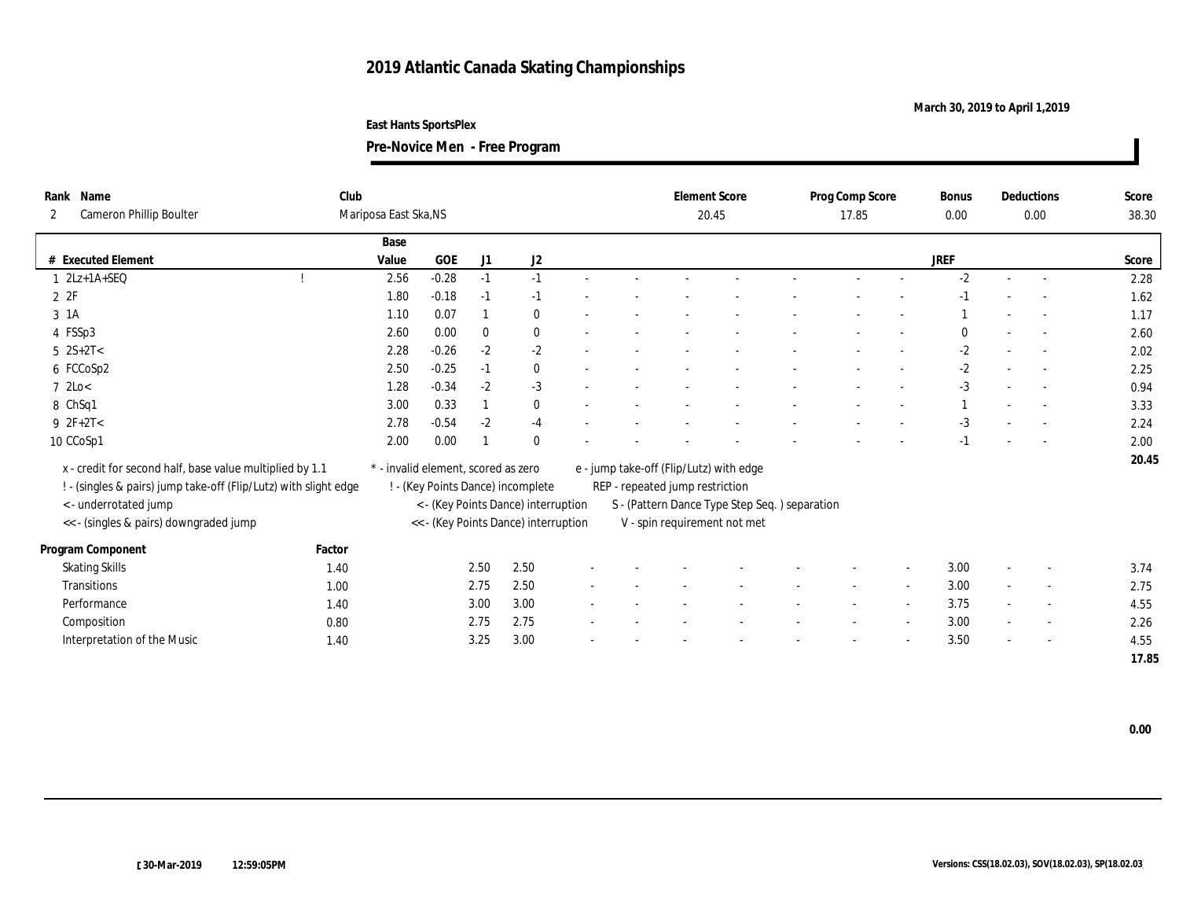# 2019 Atlantic Canada Skating Championships

March 30, 2019 to April 1,2019

East Hants SportsPlex

**Pre-Novice Men - Free Program**

| Rank | Name | Club | Element Score | Prog Comp Score | Bonus | Deductions | Score |
|---|---|---|---|---|---|---|---|
| 2 | Cameron Phillip Boulter | Mariposa East Ska,NS | 20.45 | 17.85 | 0.00 | 0.00 | 38.30 |

| # | Executed Element | | Base Value | GOE | J1 | J2 | | | | | | | | | | JREF | | | Score |
|---|---|---|---|---|---|---|---|---|---|---|---|---|---|---|---|---|---|---|---|
| 1 | 2Lz+1A+SEQ | ! | 2.56 | -0.28 | -1 | -1 | - | - | - | - | - | - | - | - | - | -2 | - | - | 2.28 |
| 2 | 2F | | 1.80 | -0.18 | -1 | -1 | - | - | - | - | - | - | - | - | - | -1 | - | - | 1.62 |
| 3 | 1A | | 1.10 | 0.07 | 1 | 0 | - | - | - | - | - | - | - | - | - | 1 | - | - | 1.17 |
| 4 | FSSp3 | | 2.60 | 0.00 | 0 | 0 | - | - | - | - | - | - | - | - | - | 0 | - | - | 2.60 |
| 5 | 2S+2T< | | 2.28 | -0.26 | -2 | -2 | - | - | - | - | - | - | - | - | - | -2 | - | - | 2.02 |
| 6 | FCCoSp2 | | 2.50 | -0.25 | -1 | 0 | - | - | - | - | - | - | - | - | - | -2 | - | - | 2.25 |
| 7 | 2Lo< | | 1.28 | -0.34 | -2 | -3 | - | - | - | - | - | - | - | - | - | -3 | - | - | 0.94 |
| 8 | ChSq1 | | 3.00 | 0.33 | 1 | 0 | - | - | - | - | - | - | - | - | - | 1 | - | - | 3.33 |
| 9 | 2F+2T< | | 2.78 | -0.54 | -2 | -4 | - | - | - | - | - | - | - | - | - | -3 | - | - | 2.24 |
| 10 | CCoSp1 | | 2.00 | 0.00 | 1 | 0 | - | - | - | - | - | - | - | - | - | -1 | - | - | 2.00 |
| | | | | | | | | | | | | | | | | | | | 20.45 |

x - credit for second half, base value multiplied by 1.1
! - (singles & pairs) jump take-off (Flip/Lutz) with slight edge
< - underrotated jump
<< - (singles & pairs) downgraded jump

* - invalid element, scored as zero
! - (Key Points Dance) incomplete
< - (Key Points Dance) interruption
<< - (Key Points Dance) interruption

e - jump take-off (Flip/Lutz) with edge
REP - repeated jump restriction
S - (Pattern Dance Type Step Seq. ) separation
V - spin requirement not met

| Program Component | Factor | J1 | J2 | | | | | | | | | | JREF | | | Score |
|---|---|---|---|---|---|---|---|---|---|---|---|---|---|---|---|---|
| Skating Skills | 1.40 | 2.50 | 2.50 | - | - | - | - | - | - | - | - | - | 3.00 | - | - | 3.74 |
| Transitions | 1.00 | 2.75 | 2.50 | - | - | - | - | - | - | - | - | - | 3.00 | - | - | 2.75 |
| Performance | 1.40 | 3.00 | 3.00 | - | - | - | - | - | - | - | - | - | 3.75 | - | - | 4.55 |
| Composition | 0.80 | 2.75 | 2.75 | - | - | - | - | - | - | - | - | - | 3.00 | - | - | 2.26 |
| Interpretation of the Music | 1.40 | 3.25 | 3.00 | - | - | - | - | - | - | - | - | - | 3.50 | - | - | 4.55 |
| | | | | | | | | | | | | | | | | 17.85 |

0.00

30-Mar-2019 12:59:05PM

Versions: CSS(18.02.03), SOV(18.02.03), SP(18.02.03